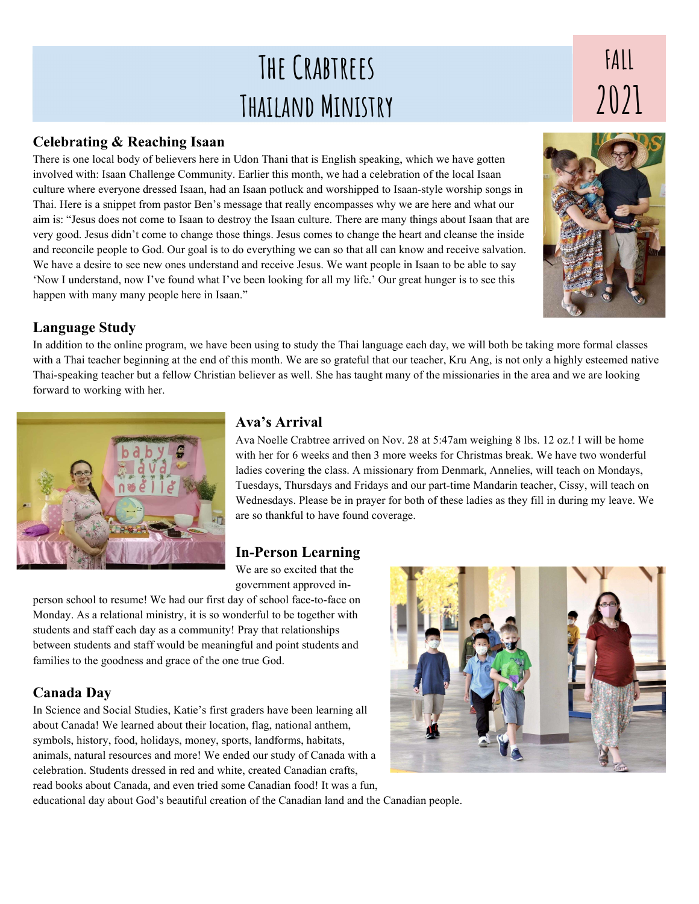# The Crabtrees Thailand Ministry

FALL 2021

## Celebrating & Reaching Isaan

There is one local body of believers here in Udon Thani that is English speaking, which we have gotten involved with: Isaan Challenge Community. Earlier this month, we had a celebration of the local Isaan culture where everyone dressed Isaan, had an Isaan potluck and worshipped to Isaan-style worship songs in Thai. Here is a snippet from pastor Ben's message that really encompasses why we are here and what our aim is: "Jesus does not come to Isaan to destroy the Isaan culture. There are many things about Isaan that are very good. Jesus didn't come to change those things. Jesus comes to change the heart and cleanse the inside and reconcile people to God. Our goal is to do everything we can so that all can know and receive salvation. We have a desire to see new ones understand and receive Jesus. We want people in Isaan to be able to say 'Now I understand, now I've found what I've been looking for all my life.' Our great hunger is to see this happen with many many people here in Isaan."

## Language Study

In addition to the online program, we have been using to study the Thai language each day, we will both be taking more formal classes with a Thai teacher beginning at the end of this month. We are so grateful that our teacher, Kru Ang, is not only a highly esteemed native Thai-speaking teacher but a fellow Christian believer as well. She has taught many of the missionaries in the area and we are looking forward to working with her.

## Ava's Arrival

Ava Noelle Crabtree arrived on Nov. 28 at 5:47am weighing 8 lbs. 12 oz.! I will be home with her for 6 weeks and then 3 more weeks for Christmas break. We have two wonderful ladies covering the class. A missionary from Denmark, Annelies, will teach on Mondays, Tuesdays, Thursdays and Fridays and our part-time Mandarin teacher, Cissy, will teach on Wednesdays. Please be in prayer for both of these ladies as they fill in during my leave. We are so thankful to have found coverage.

## In-Person Learning

We are so excited that the government approved in-person school to resume! We had our first day of school face-to-face on Monday. As a relational ministry, it is so wonderful to be together with students and staff each day as a community! Pray that relationships between students and staff would be meaningful and point students and families to the goodness and grace of the one true God.

## Canada Day

In Science and Social Studies, Katie's first graders have been learning all about Canada! We learned about their location, flag, national anthem, symbols, history, food, holidays, money, sports, landforms, habitats, animals, natural resources and more! We ended our study of Canada with a celebration. Students dressed in red and white, created Canadian crafts, read books about Canada, and even tried some Canadian food! It was a fun, educational day about God's beautiful creation of the Canadian land and the Canadian people.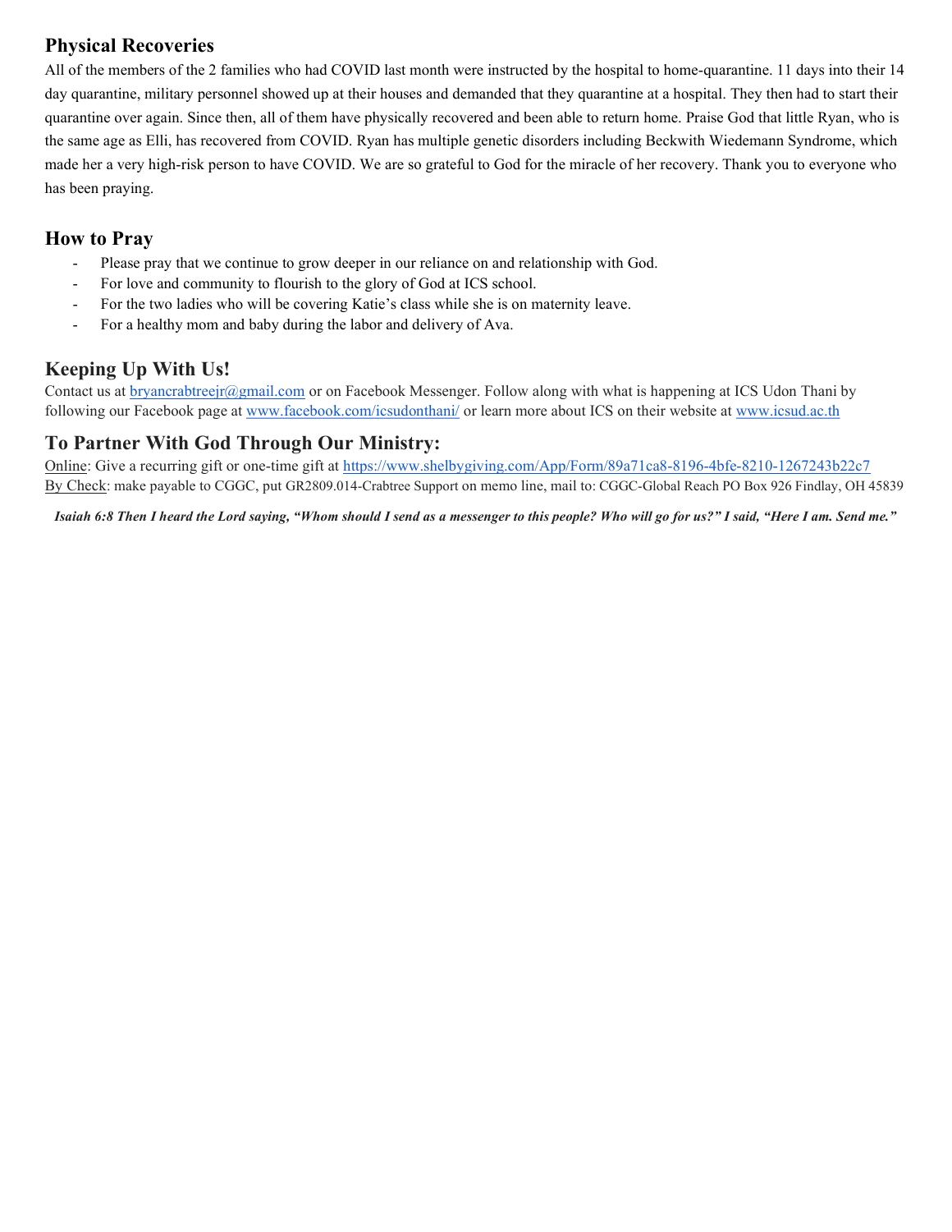## Physical Recoveries

All of the members of the 2 families who had COVID last month were instructed by the hospital to home-quarantine. 11 days into their 14 day quarantine, military personnel showed up at their houses and demanded that they quarantine at a hospital. They then had to start their quarantine over again. Since then, all of them have physically recovered and been able to return home. Praise God that little Ryan, who is the same age as Elli, has recovered from COVID. Ryan has multiple genetic disorders including Beckwith Wiedemann Syndrome, which made her a very high-risk person to have COVID. We are so grateful to God for the miracle of her recovery. Thank you to everyone who has been praying.

## How to Pray

- Please pray that we continue to grow deeper in our reliance on and relationship with God.
- For love and community to flourish to the glory of God at ICS school.
- For the two ladies who will be covering Katie's class while she is on maternity leave.
- For a healthy mom and baby during the labor and delivery of Ava.

## Keeping Up With Us!

Contact us at bryancrabtreejr@gmail.com or on Facebook Messenger. Follow along with what is happening at ICS Udon Thani by following our Facebook page at www.facebook.com/icsudonthani/ or learn more about ICS on their website at www.icsud.ac.th

## To Partner With God Through Our Ministry:

Online: Give a recurring gift or one-time gift at https://www.shelbygiving.com/App/Form/89a71ca8-8196-4bfe-8210-1267243b22c7
By Check: make payable to CGGC, put GR2809.014-Crabtree Support on memo line, mail to: CGGC-Global Reach PO Box 926 Findlay, OH 45839

***Isaiah 6:8 Then I heard the Lord saying, "Whom should I send as a messenger to this people? Who will go for us?" I said, "Here I am. Send me."***